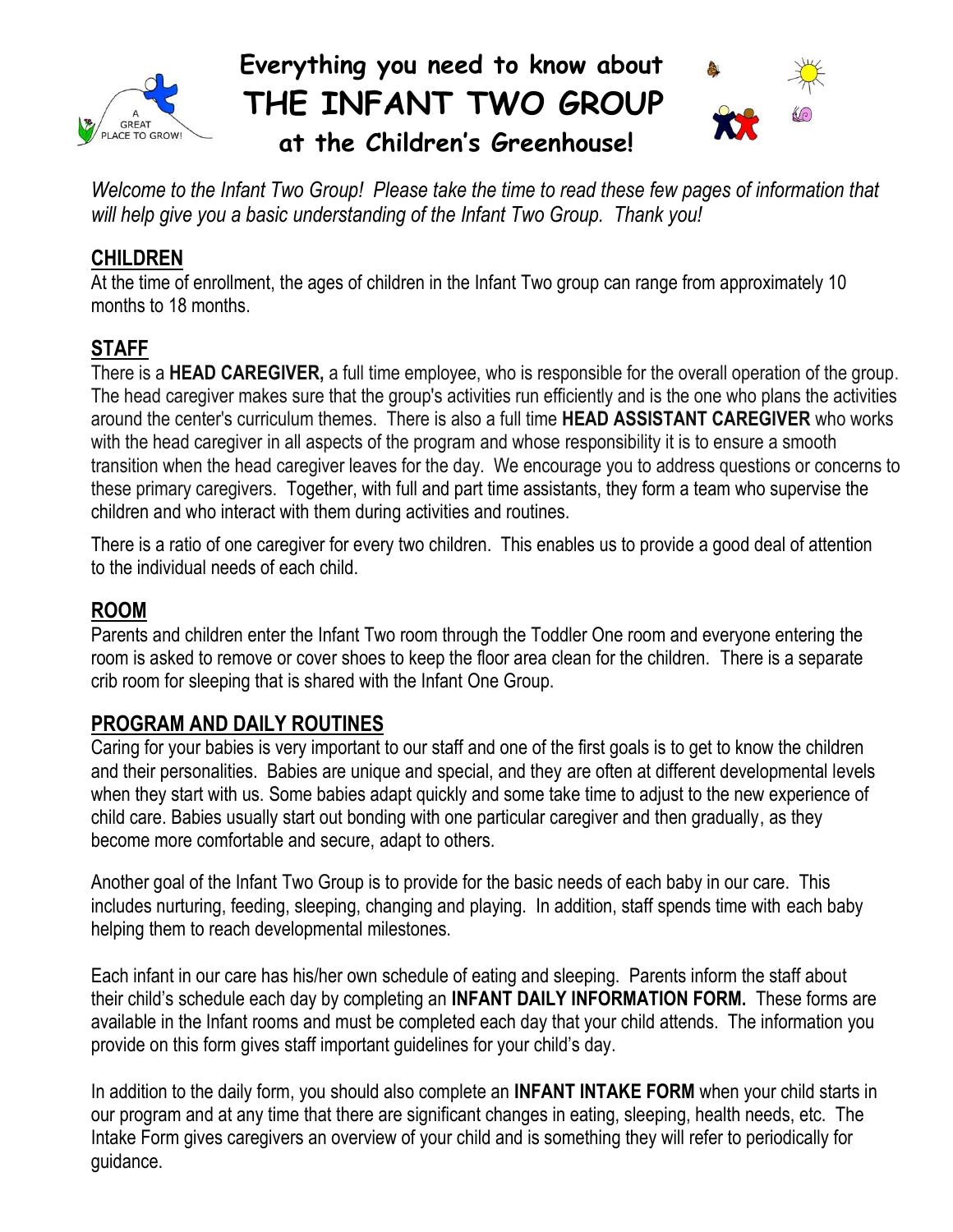# Everything you need to know about
# THE INFANT TWO GROUP
## at the Children's Greenhouse!

A GREAT PLACE TO GROW!

*Welcome to the Infant Two Group! Please take the time to read these few pages of information that will help give you a basic understanding of the Infant Two Group. Thank you!*

## CHILDREN

At the time of enrollment, the ages of children in the Infant Two group can range from approximately 10 months to 18 months.

## STAFF

There is a **HEAD CAREGIVER,** a full time employee, who is responsible for the overall operation of the group. The head caregiver makes sure that the group's activities run efficiently and is the one who plans the activities around the center's curriculum themes. There is also a full time **HEAD ASSISTANT CAREGIVER** who works with the head caregiver in all aspects of the program and whose responsibility it is to ensure a smooth transition when the head caregiver leaves for the day. We encourage you to address questions or concerns to these primary caregivers. Together, with full and part time assistants, they form a team who supervise the children and who interact with them during activities and routines.

There is a ratio of one caregiver for every two children. This enables us to provide a good deal of attention to the individual needs of each child.

## ROOM

Parents and children enter the Infant Two room through the Toddler One room and everyone entering the room is asked to remove or cover shoes to keep the floor area clean for the children. There is a separate crib room for sleeping that is shared with the Infant One Group.

## PROGRAM AND DAILY ROUTINES

Caring for your babies is very important to our staff and one of the first goals is to get to know the children and their personalities. Babies are unique and special, and they are often at different developmental levels when they start with us. Some babies adapt quickly and some take time to adjust to the new experience of child care. Babies usually start out bonding with one particular caregiver and then gradually, as they become more comfortable and secure, adapt to others.

Another goal of the Infant Two Group is to provide for the basic needs of each baby in our care. This includes nurturing, feeding, sleeping, changing and playing. In addition, staff spends time with each baby helping them to reach developmental milestones.

Each infant in our care has his/her own schedule of eating and sleeping. Parents inform the staff about their child's schedule each day by completing an **INFANT DAILY INFORMATION FORM.** These forms are available in the Infant rooms and must be completed each day that your child attends. The information you provide on this form gives staff important guidelines for your child's day.

In addition to the daily form, you should also complete an **INFANT INTAKE FORM** when your child starts in our program and at any time that there are significant changes in eating, sleeping, health needs, etc. The Intake Form gives caregivers an overview of your child and is something they will refer to periodically for guidance.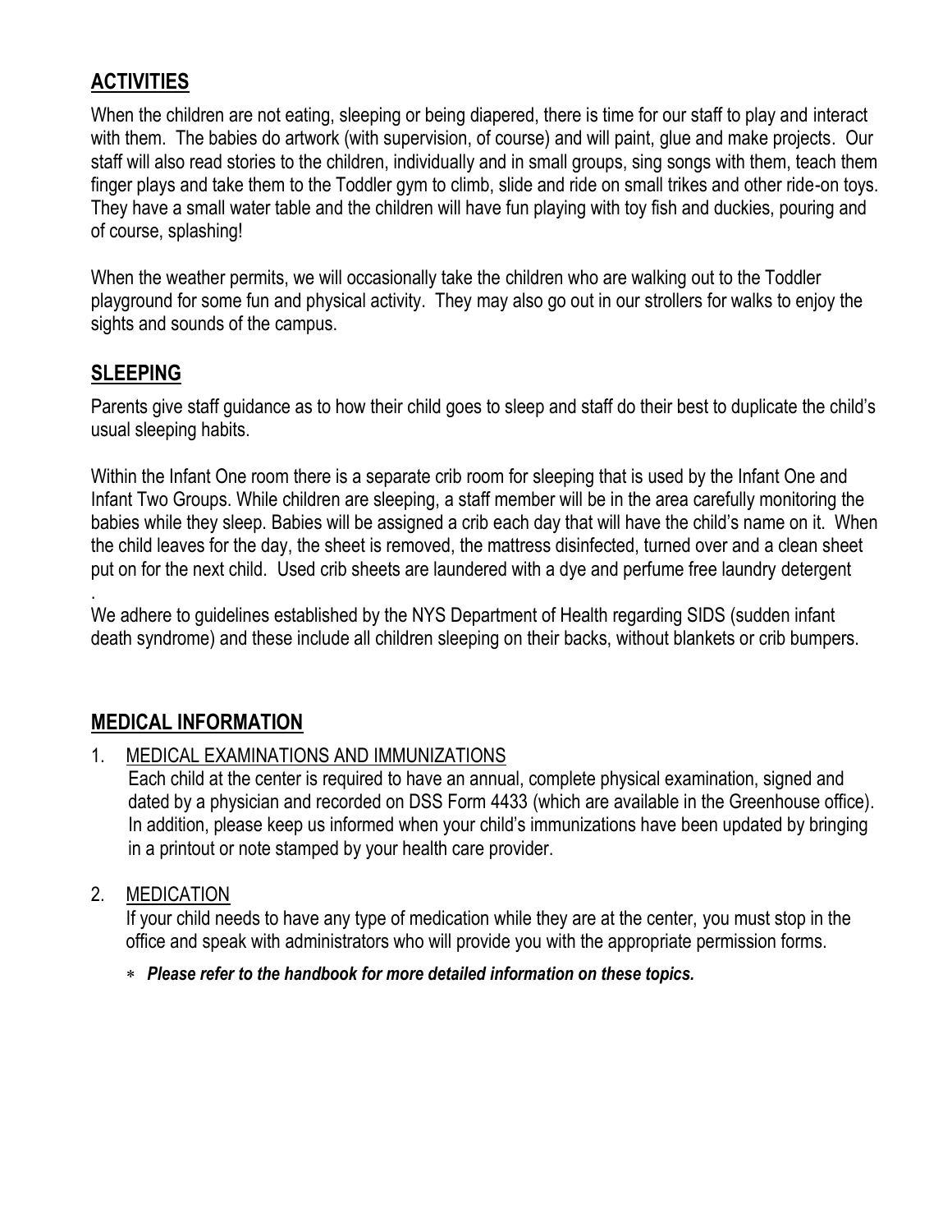## ACTIVITIES

When the children are not eating, sleeping or being diapered, there is time for our staff to play and interact with them. The babies do artwork (with supervision, of course) and will paint, glue and make projects. Our staff will also read stories to the children, individually and in small groups, sing songs with them, teach them finger plays and take them to the Toddler gym to climb, slide and ride on small trikes and other ride-on toys. They have a small water table and the children will have fun playing with toy fish and duckies, pouring and of course, splashing!

When the weather permits, we will occasionally take the children who are walking out to the Toddler playground for some fun and physical activity. They may also go out in our strollers for walks to enjoy the sights and sounds of the campus.

## SLEEPING

Parents give staff guidance as to how their child goes to sleep and staff do their best to duplicate the child's usual sleeping habits.

Within the Infant One room there is a separate crib room for sleeping that is used by the Infant One and Infant Two Groups. While children are sleeping, a staff member will be in the area carefully monitoring the babies while they sleep. Babies will be assigned a crib each day that will have the child's name on it. When the child leaves for the day, the sheet is removed, the mattress disinfected, turned over and a clean sheet put on for the next child. Used crib sheets are laundered with a dye and perfume free laundry detergent

.
We adhere to guidelines established by the NYS Department of Health regarding SIDS (sudden infant death syndrome) and these include all children sleeping on their backs, without blankets or crib bumpers.

## MEDICAL INFORMATION

1. MEDICAL EXAMINATIONS AND IMMUNIZATIONS
   Each child at the center is required to have an annual, complete physical examination, signed and dated by a physician and recorded on DSS Form 4433 (which are available in the Greenhouse office). In addition, please keep us informed when your child's immunizations have been updated by bringing in a printout or note stamped by your health care provider.

2. MEDICATION
   If your child needs to have any type of medication while they are at the center, you must stop in the office and speak with administrators who will provide you with the appropriate permission forms.

   * ***Please refer to the handbook for more detailed information on these topics.***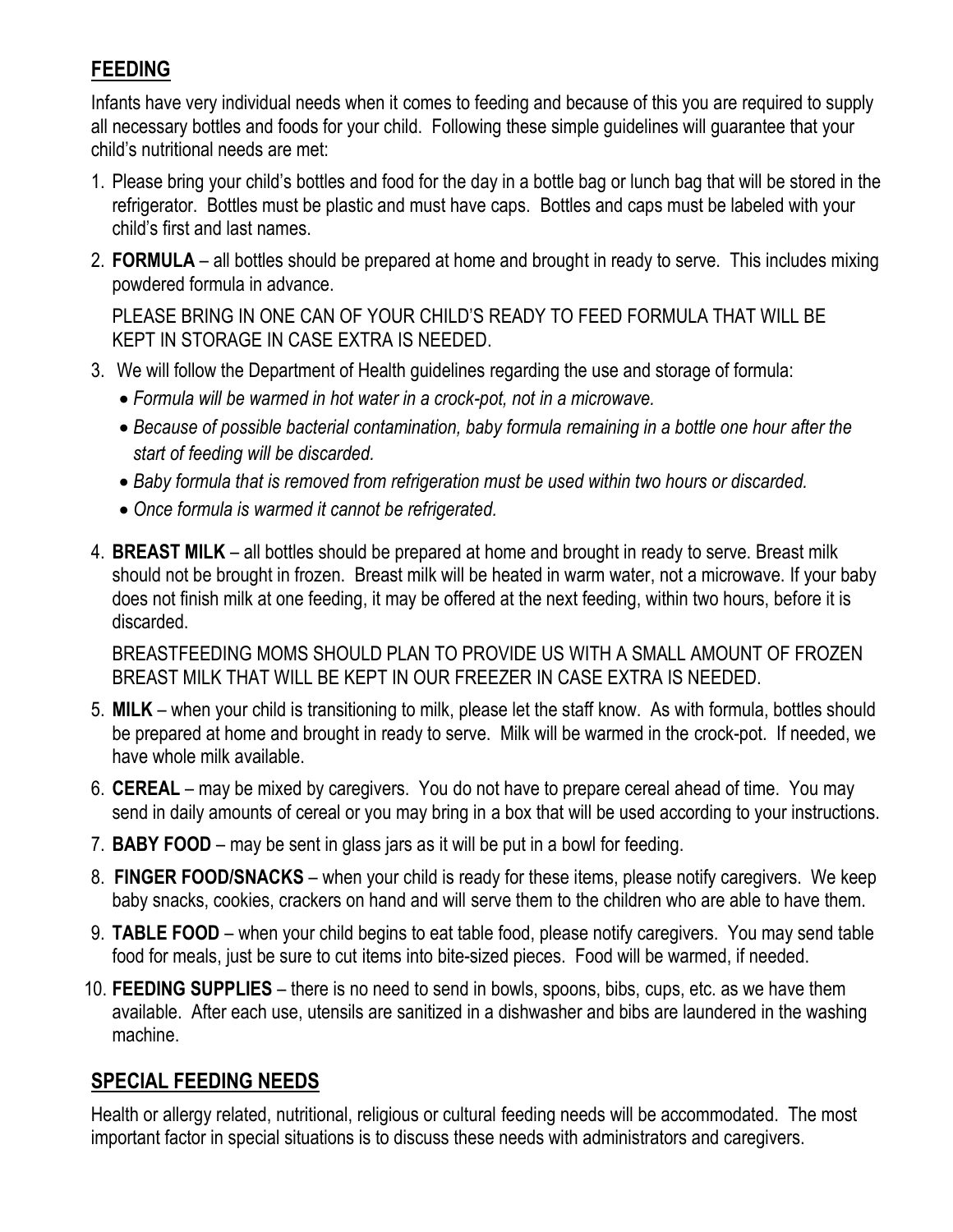## FEEDING

Infants have very individual needs when it comes to feeding and because of this you are required to supply all necessary bottles and foods for your child. Following these simple guidelines will guarantee that your child's nutritional needs are met:

1. Please bring your child's bottles and food for the day in a bottle bag or lunch bag that will be stored in the refrigerator. Bottles must be plastic and must have caps. Bottles and caps must be labeled with your child's first and last names.
2. **FORMULA** – all bottles should be prepared at home and brought in ready to serve. This includes mixing powdered formula in advance.

   PLEASE BRING IN ONE CAN OF YOUR CHILD'S READY TO FEED FORMULA THAT WILL BE KEPT IN STORAGE IN CASE EXTRA IS NEEDED.
3. We will follow the Department of Health guidelines regarding the use and storage of formula:
   - *Formula will be warmed in hot water in a crock-pot, not in a microwave.*
   - *Because of possible bacterial contamination, baby formula remaining in a bottle one hour after the start of feeding will be discarded.*
   - *Baby formula that is removed from refrigeration must be used within two hours or discarded.*
   - *Once formula is warmed it cannot be refrigerated.*
4. **BREAST MILK** – all bottles should be prepared at home and brought in ready to serve. Breast milk should not be brought in frozen. Breast milk will be heated in warm water, not a microwave. If your baby does not finish milk at one feeding, it may be offered at the next feeding, within two hours, before it is discarded.

   BREASTFEEDING MOMS SHOULD PLAN TO PROVIDE US WITH A SMALL AMOUNT OF FROZEN BREAST MILK THAT WILL BE KEPT IN OUR FREEZER IN CASE EXTRA IS NEEDED.
5. **MILK** – when your child is transitioning to milk, please let the staff know. As with formula, bottles should be prepared at home and brought in ready to serve. Milk will be warmed in the crock-pot. If needed, we have whole milk available.
6. **CEREAL** – may be mixed by caregivers. You do not have to prepare cereal ahead of time. You may send in daily amounts of cereal or you may bring in a box that will be used according to your instructions.
7. **BABY FOOD** – may be sent in glass jars as it will be put in a bowl for feeding.
8. **FINGER FOOD/SNACKS** – when your child is ready for these items, please notify caregivers. We keep baby snacks, cookies, crackers on hand and will serve them to the children who are able to have them.
9. **TABLE FOOD** – when your child begins to eat table food, please notify caregivers. You may send table food for meals, just be sure to cut items into bite-sized pieces. Food will be warmed, if needed.
10. **FEEDING SUPPLIES** – there is no need to send in bowls, spoons, bibs, cups, etc. as we have them available. After each use, utensils are sanitized in a dishwasher and bibs are laundered in the washing machine.

## SPECIAL FEEDING NEEDS

Health or allergy related, nutritional, religious or cultural feeding needs will be accommodated. The most important factor in special situations is to discuss these needs with administrators and caregivers.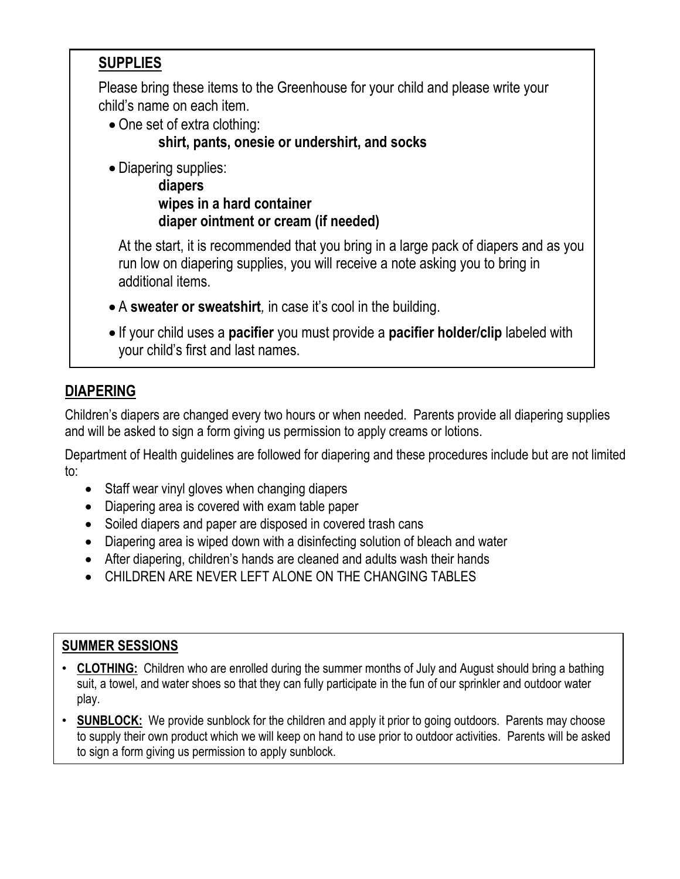## SUPPLIES

Please bring these items to the Greenhouse for your child and please write your child's name on each item.

- One set of extra clothing:
  **shirt, pants, onesie or undershirt, and socks**
- Diapering supplies:
  **diapers**
  **wipes in a hard container**
  **diaper ointment or cream (if needed)**

  At the start, it is recommended that you bring in a large pack of diapers and as you run low on diapering supplies, you will receive a note asking you to bring in additional items.
- A **sweater or sweatshirt***,* in case it's cool in the building.
- If your child uses a **pacifier** you must provide a **pacifier holder/clip** labeled with your child's first and last names.

## DIAPERING

Children's diapers are changed every two hours or when needed. Parents provide all diapering supplies and will be asked to sign a form giving us permission to apply creams or lotions.

Department of Health guidelines are followed for diapering and these procedures include but are not limited to:

- Staff wear vinyl gloves when changing diapers
- Diapering area is covered with exam table paper
- Soiled diapers and paper are disposed in covered trash cans
- Diapering area is wiped down with a disinfecting solution of bleach and water
- After diapering, children's hands are cleaned and adults wash their hands
- CHILDREN ARE NEVER LEFT ALONE ON THE CHANGING TABLES

## SUMMER SESSIONS

- **CLOTHING:** Children who are enrolled during the summer months of July and August should bring a bathing suit, a towel, and water shoes so that they can fully participate in the fun of our sprinkler and outdoor water play.
- **SUNBLOCK:** We provide sunblock for the children and apply it prior to going outdoors. Parents may choose to supply their own product which we will keep on hand to use prior to outdoor activities. Parents will be asked to sign a form giving us permission to apply sunblock.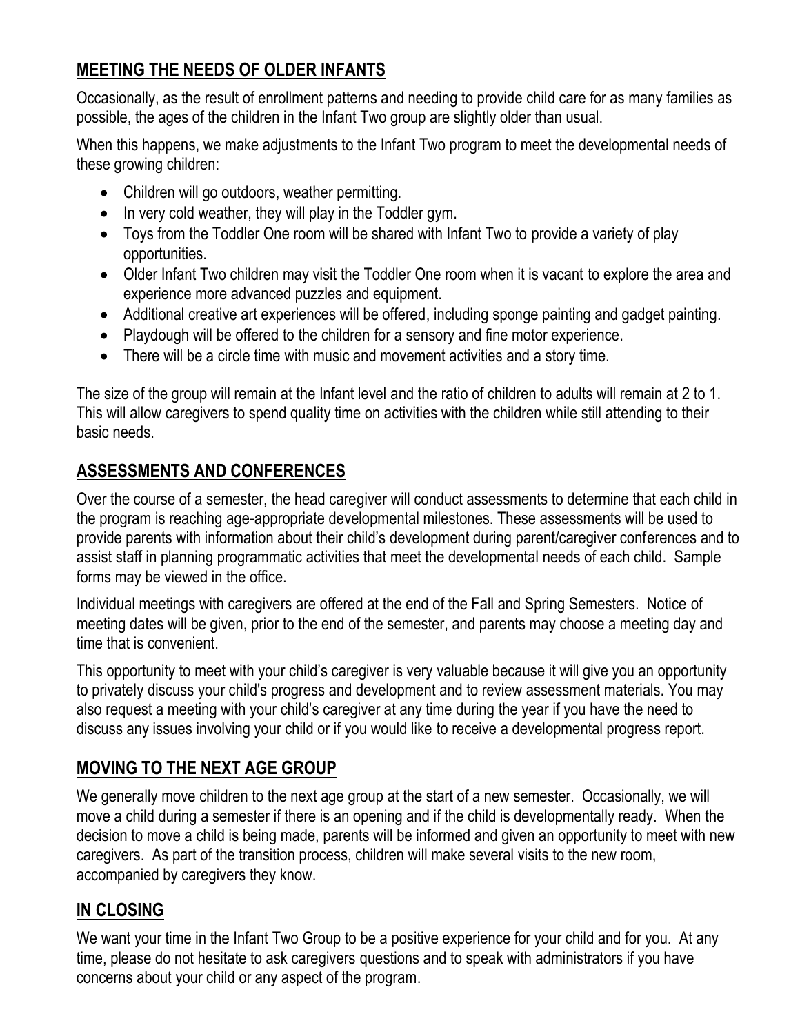## MEETING THE NEEDS OF OLDER INFANTS

Occasionally, as the result of enrollment patterns and needing to provide child care for as many families as possible, the ages of the children in the Infant Two group are slightly older than usual.

When this happens, we make adjustments to the Infant Two program to meet the developmental needs of these growing children:

- Children will go outdoors, weather permitting.
- In very cold weather, they will play in the Toddler gym.
- Toys from the Toddler One room will be shared with Infant Two to provide a variety of play opportunities.
- Older Infant Two children may visit the Toddler One room when it is vacant to explore the area and experience more advanced puzzles and equipment.
- Additional creative art experiences will be offered, including sponge painting and gadget painting.
- Playdough will be offered to the children for a sensory and fine motor experience.
- There will be a circle time with music and movement activities and a story time.

The size of the group will remain at the Infant level and the ratio of children to adults will remain at 2 to 1. This will allow caregivers to spend quality time on activities with the children while still attending to their basic needs.

## ASSESSMENTS AND CONFERENCES

Over the course of a semester, the head caregiver will conduct assessments to determine that each child in the program is reaching age-appropriate developmental milestones. These assessments will be used to provide parents with information about their child's development during parent/caregiver conferences and to assist staff in planning programmatic activities that meet the developmental needs of each child. Sample forms may be viewed in the office.

Individual meetings with caregivers are offered at the end of the Fall and Spring Semesters. Notice of meeting dates will be given, prior to the end of the semester, and parents may choose a meeting day and time that is convenient.

This opportunity to meet with your child's caregiver is very valuable because it will give you an opportunity to privately discuss your child's progress and development and to review assessment materials. You may also request a meeting with your child's caregiver at any time during the year if you have the need to discuss any issues involving your child or if you would like to receive a developmental progress report.

## MOVING TO THE NEXT AGE GROUP

We generally move children to the next age group at the start of a new semester. Occasionally, we will move a child during a semester if there is an opening and if the child is developmentally ready. When the decision to move a child is being made, parents will be informed and given an opportunity to meet with new caregivers. As part of the transition process, children will make several visits to the new room, accompanied by caregivers they know.

## IN CLOSING

We want your time in the Infant Two Group to be a positive experience for your child and for you. At any time, please do not hesitate to ask caregivers questions and to speak with administrators if you have concerns about your child or any aspect of the program.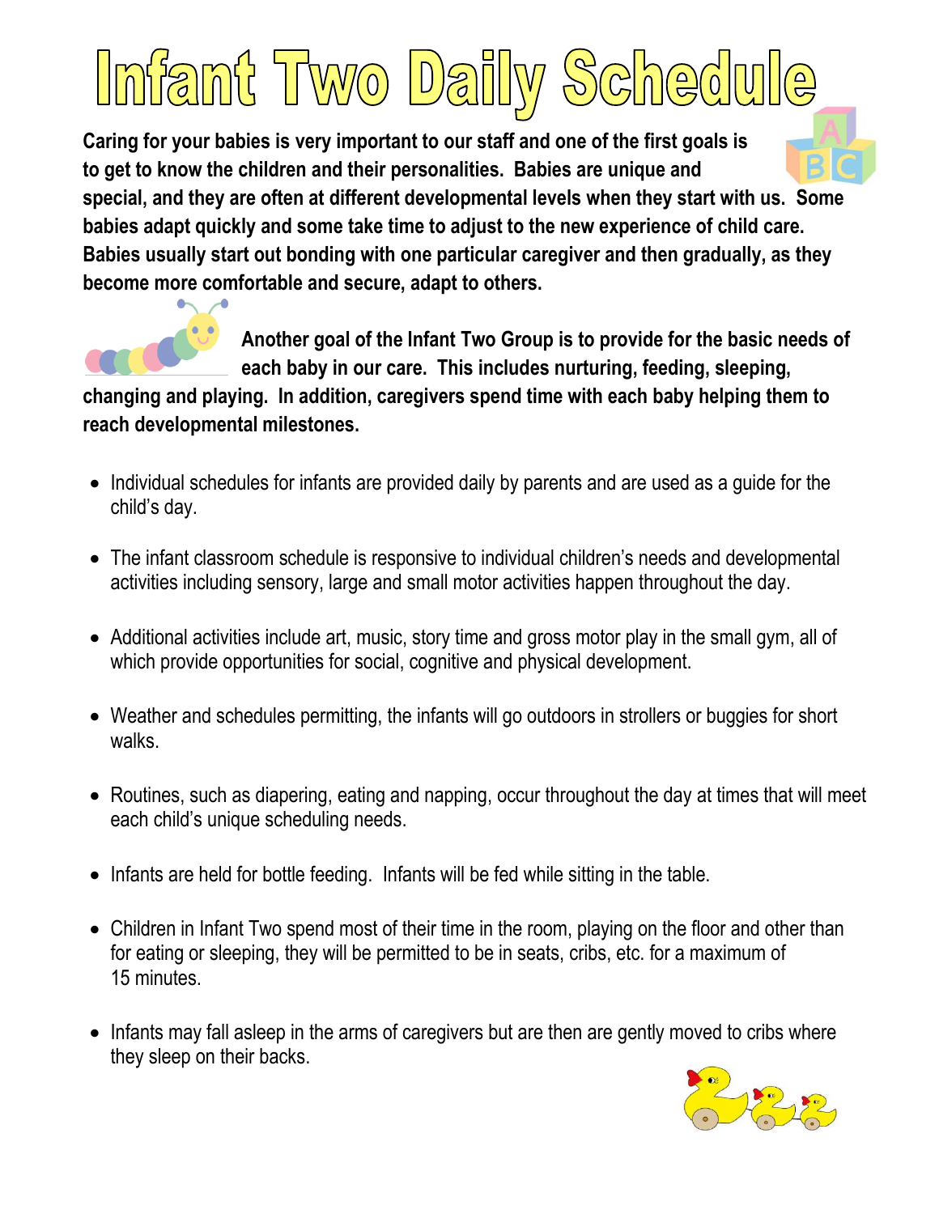# Infant Two Daily Schedule

**Caring for your babies is very important to our staff and one of the first goals is to get to know the children and their personalities. Babies are unique and special, and they are often at different developmental levels when they start with us. Some babies adapt quickly and some take time to adjust to the new experience of child care. Babies usually start out bonding with one particular caregiver and then gradually, as they become more comfortable and secure, adapt to others.**

**Another goal of the Infant Two Group is to provide for the basic needs of each baby in our care. This includes nurturing, feeding, sleeping, changing and playing. In addition, caregivers spend time with each baby helping them to reach developmental milestones.**

- Individual schedules for infants are provided daily by parents and are used as a guide for the child's day.
- The infant classroom schedule is responsive to individual children's needs and developmental activities including sensory, large and small motor activities happen throughout the day.
- Additional activities include art, music, story time and gross motor play in the small gym, all of which provide opportunities for social, cognitive and physical development.
- Weather and schedules permitting, the infants will go outdoors in strollers or buggies for short walks.
- Routines, such as diapering, eating and napping, occur throughout the day at times that will meet each child's unique scheduling needs.
- Infants are held for bottle feeding. Infants will be fed while sitting in the table.
- Children in Infant Two spend most of their time in the room, playing on the floor and other than for eating or sleeping, they will be permitted to be in seats, cribs, etc. for a maximum of 15 minutes.
- Infants may fall asleep in the arms of caregivers but are then are gently moved to cribs where they sleep on their backs.